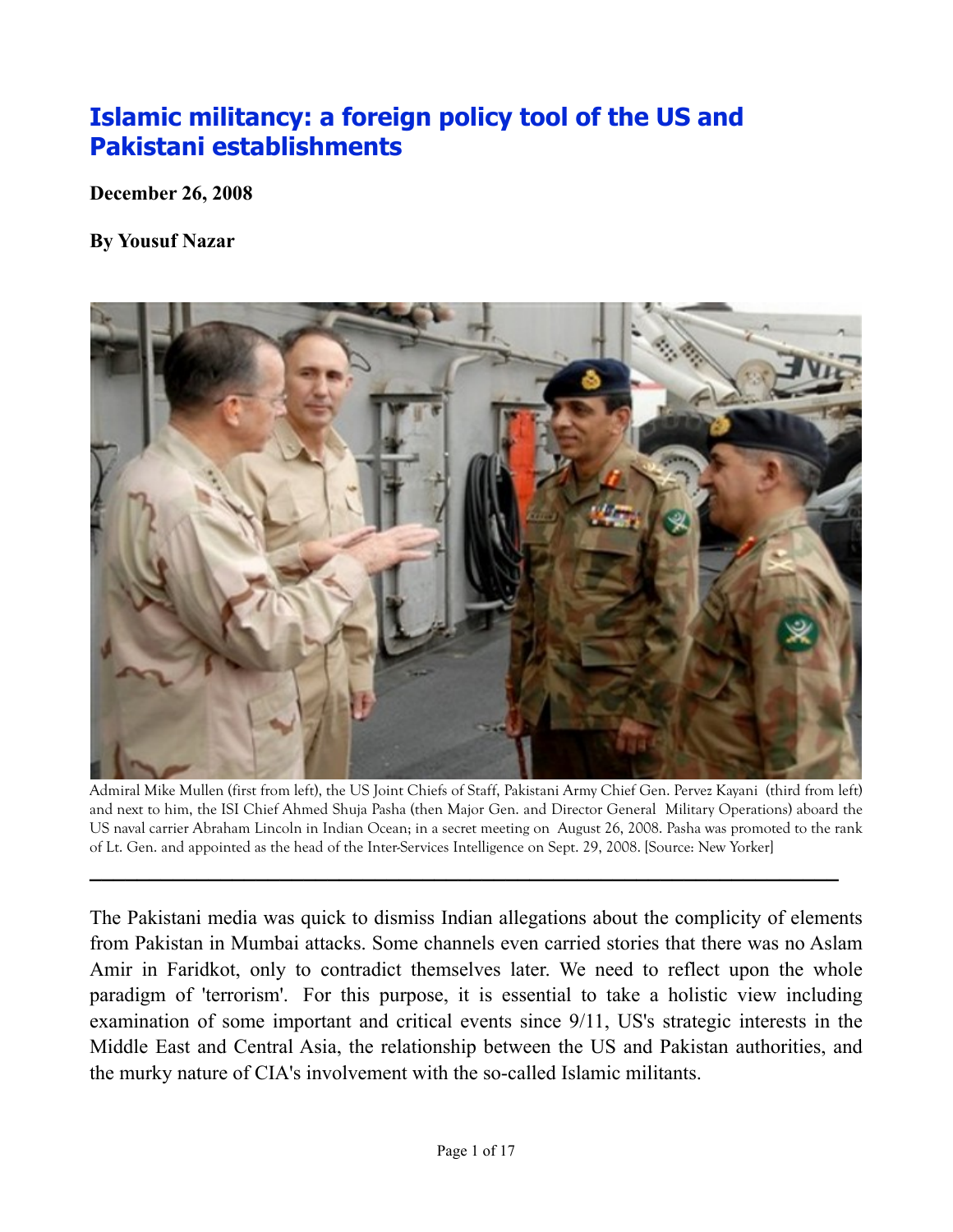# Islamic militancy: a foreign policy tool of the US and Pakistani establishments

**December 26, 2008**

**By Yousuf Nazar**

Admiral Mike Mullen (first from left), the US Joint Chiefs of Staff, Pakistani Army Chief Gen. Pervez Kayani (third from left) and next to him, the ISI Chief Ahmed Shuja Pasha (then Major Gen. and Director General Military Operations) aboard the US naval carrier Abraham Lincoln in Indian Ocean; in a secret meeting on August 26, 2008. Pasha was promoted to the rank of Lt. Gen. and appointed as the head of the Inter-Services Intelligence on Sept. 29, 2008. [Source: New Yorker]

---

The Pakistani media was quick to dismiss Indian allegations about the complicity of elements from Pakistan in Mumbai attacks. Some channels even carried stories that there was no Aslam Amir in Faridkot, only to contradict themselves later. We need to reflect upon the whole paradigm of 'terrorism'. For this purpose, it is essential to take a holistic view including examination of some important and critical events since 9/11, US's strategic interests in the Middle East and Central Asia, the relationship between the US and Pakistan authorities, and the murky nature of CIA's involvement with the so-called Islamic militants.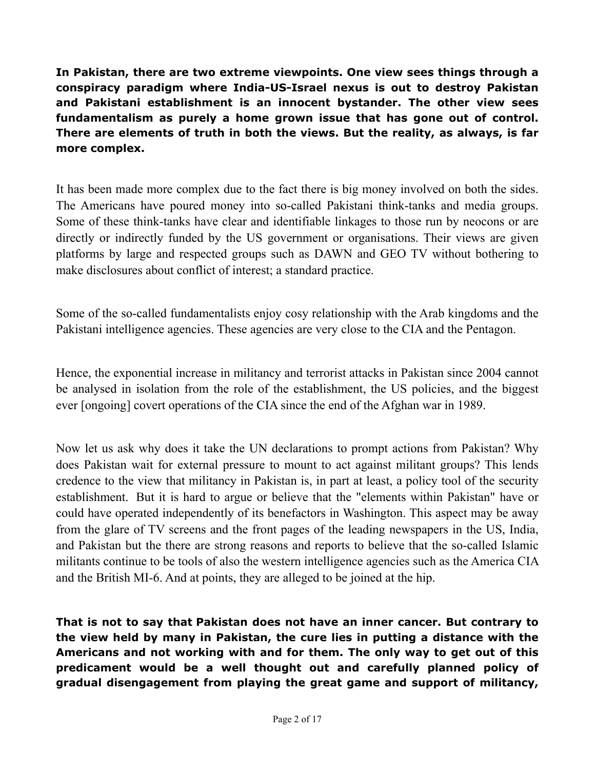**In Pakistan, there are two extreme viewpoints. One view sees things through a conspiracy paradigm where India-US-Israel nexus is out to destroy Pakistan and Pakistani establishment is an innocent bystander. The other view sees fundamentalism as purely a home grown issue that has gone out of control. There are elements of truth in both the views. But the reality, as always, is far more complex.**

It has been made more complex due to the fact there is big money involved on both the sides. The Americans have poured money into so-called Pakistani think-tanks and media groups. Some of these think-tanks have clear and identifiable linkages to those run by neocons or are directly or indirectly funded by the US government or organisations. Their views are given platforms by large and respected groups such as DAWN and GEO TV without bothering to make disclosures about conflict of interest; a standard practice.

Some of the so-called fundamentalists enjoy cosy relationship with the Arab kingdoms and the Pakistani intelligence agencies. These agencies are very close to the CIA and the Pentagon.

Hence, the exponential increase in militancy and terrorist attacks in Pakistan since 2004 cannot be analysed in isolation from the role of the establishment, the US policies, and the biggest ever [ongoing] covert operations of the CIA since the end of the Afghan war in 1989.

Now let us ask why does it take the UN declarations to prompt actions from Pakistan? Why does Pakistan wait for external pressure to mount to act against militant groups? This lends credence to the view that militancy in Pakistan is, in part at least, a policy tool of the security establishment. But it is hard to argue or believe that the "elements within Pakistan" have or could have operated independently of its benefactors in Washington. This aspect may be away from the glare of TV screens and the front pages of the leading newspapers in the US, India, and Pakistan but the there are strong reasons and reports to believe that the so-called Islamic militants continue to be tools of also the western intelligence agencies such as the America CIA and the British MI-6. And at points, they are alleged to be joined at the hip.

**That is not to say that Pakistan does not have an inner cancer. But contrary to the view held by many in Pakistan, the cure lies in putting a distance with the Americans and not working with and for them. The only way to get out of this predicament would be a well thought out and carefully planned policy of gradual disengagement from playing the great game and support of militancy,**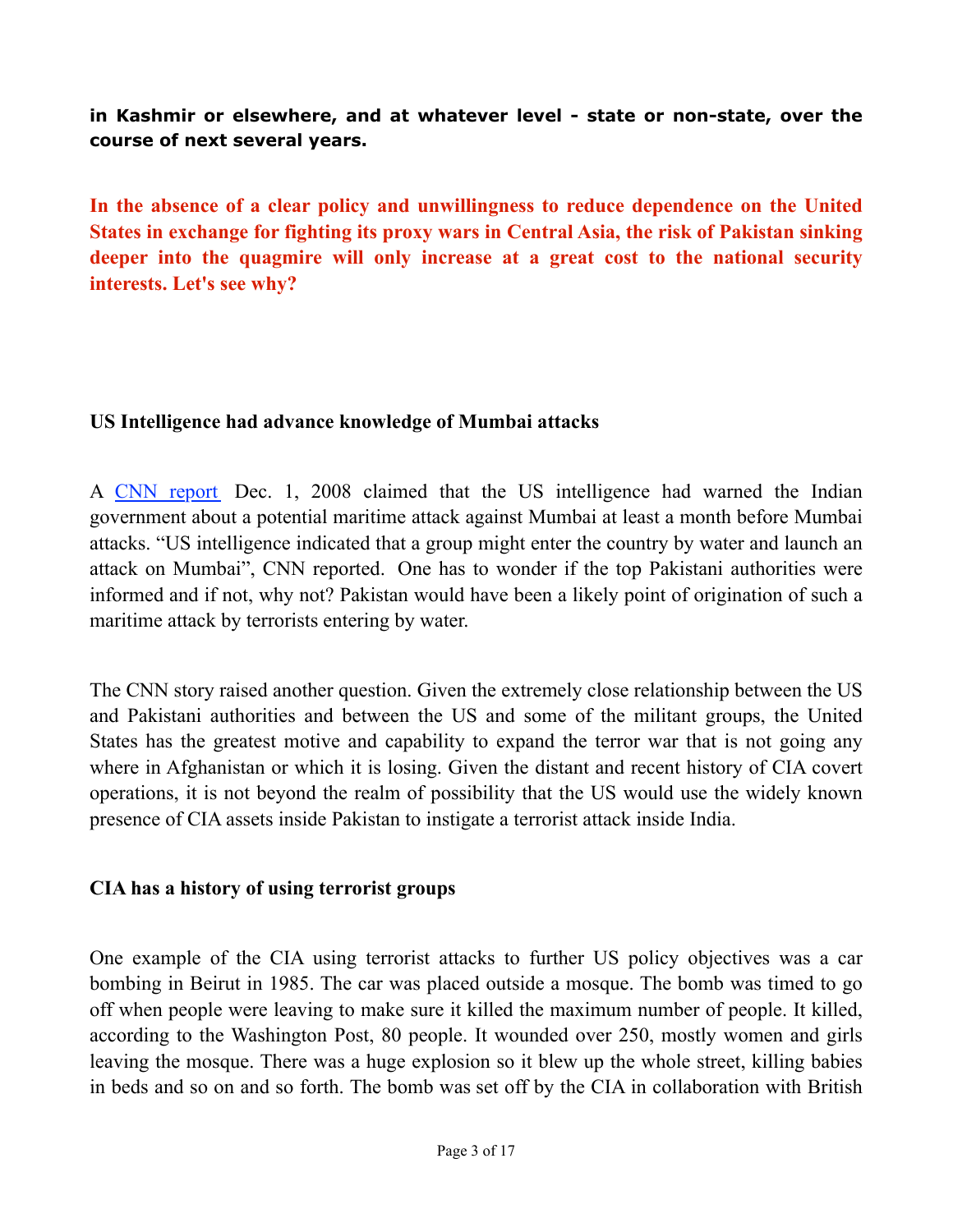**in Kashmir or elsewhere, and at whatever level - state or non-state, over the course of next several years.**

**In the absence of a clear policy and unwillingness to reduce dependence on the United States in exchange for fighting its proxy wars in Central Asia, the risk of Pakistan sinking deeper into the quagmire will only increase at a great cost to the national security interests. Let's see why?**

### US Intelligence had advance knowledge of Mumbai attacks

A [CNN report](#) Dec. 1, 2008 claimed that the US intelligence had warned the Indian government about a potential maritime attack against Mumbai at least a month before Mumbai attacks. "US intelligence indicated that a group might enter the country by water and launch an attack on Mumbai", CNN reported. One has to wonder if the top Pakistani authorities were informed and if not, why not? Pakistan would have been a likely point of origination of such a maritime attack by terrorists entering by water.

The CNN story raised another question. Given the extremely close relationship between the US and Pakistani authorities and between the US and some of the militant groups, the United States has the greatest motive and capability to expand the terror war that is not going any where in Afghanistan or which it is losing. Given the distant and recent history of CIA covert operations, it is not beyond the realm of possibility that the US would use the widely known presence of CIA assets inside Pakistan to instigate a terrorist attack inside India.

### CIA has a history of using terrorist groups

One example of the CIA using terrorist attacks to further US policy objectives was a car bombing in Beirut in 1985. The car was placed outside a mosque. The bomb was timed to go off when people were leaving to make sure it killed the maximum number of people. It killed, according to the Washington Post, 80 people. It wounded over 250, mostly women and girls leaving the mosque. There was a huge explosion so it blew up the whole street, killing babies in beds and so on and so forth. The bomb was set off by the CIA in collaboration with British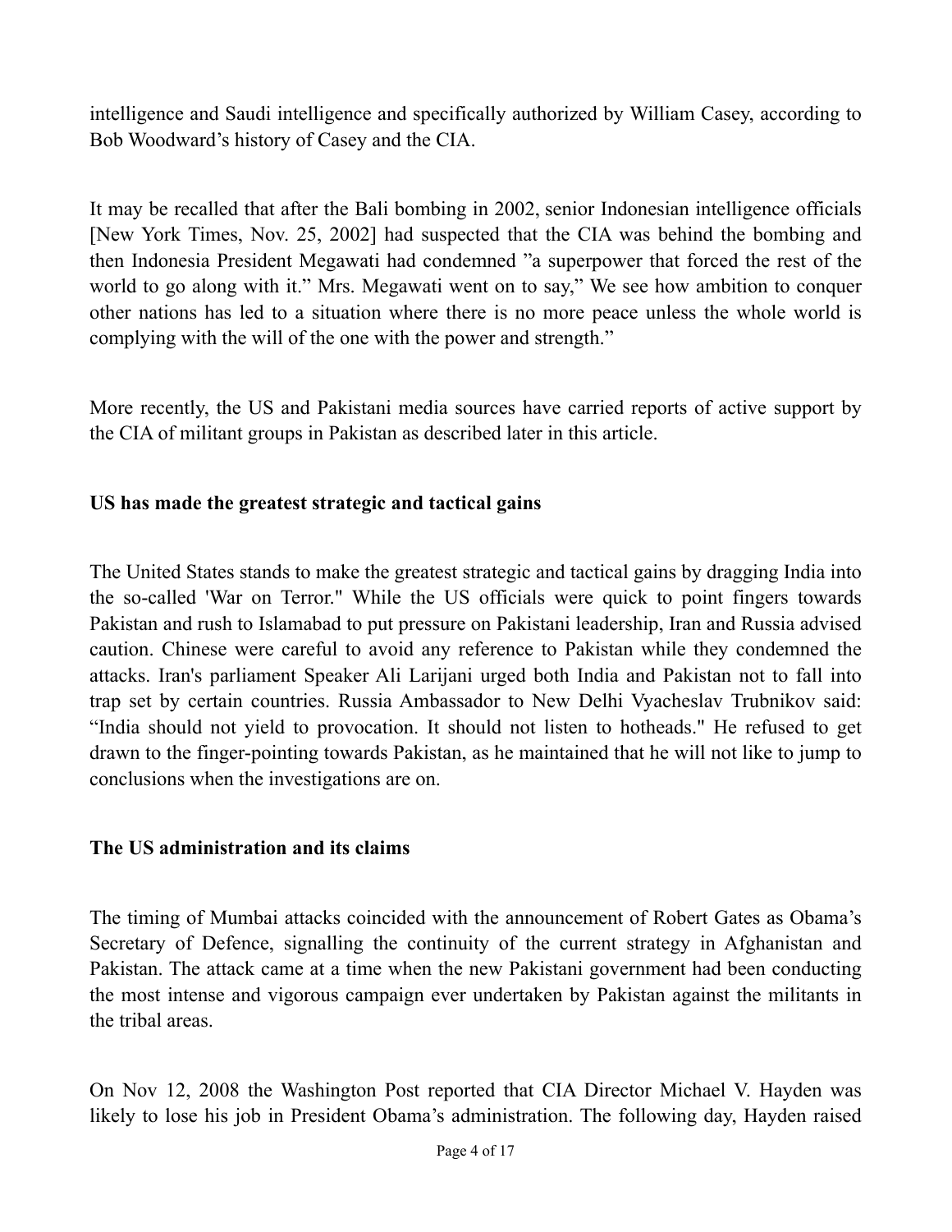intelligence and Saudi intelligence and specifically authorized by William Casey, according to Bob Woodward's history of Casey and the CIA.

It may be recalled that after the Bali bombing in 2002, senior Indonesian intelligence officials [New York Times, Nov. 25, 2002] had suspected that the CIA was behind the bombing and then Indonesia President Megawati had condemned "a superpower that forced the rest of the world to go along with it." Mrs. Megawati went on to say," We see how ambition to conquer other nations has led to a situation where there is no more peace unless the whole world is complying with the will of the one with the power and strength."

More recently, the US and Pakistani media sources have carried reports of active support by the CIA of militant groups in Pakistan as described later in this article.

**US has made the greatest strategic and tactical gains**

The United States stands to make the greatest strategic and tactical gains by dragging India into the so-called 'War on Terror." While the US officials were quick to point fingers towards Pakistan and rush to Islamabad to put pressure on Pakistani leadership, Iran and Russia advised caution. Chinese were careful to avoid any reference to Pakistan while they condemned the attacks. Iran's parliament Speaker Ali Larijani urged both India and Pakistan not to fall into trap set by certain countries. Russia Ambassador to New Delhi Vyacheslav Trubnikov said: "India should not yield to provocation. It should not listen to hotheads." He refused to get drawn to the finger-pointing towards Pakistan, as he maintained that he will not like to jump to conclusions when the investigations are on.

**The US administration and its claims**

The timing of Mumbai attacks coincided with the announcement of Robert Gates as Obama's Secretary of Defence, signalling the continuity of the current strategy in Afghanistan and Pakistan. The attack came at a time when the new Pakistani government had been conducting the most intense and vigorous campaign ever undertaken by Pakistan against the militants in the tribal areas.

On Nov 12, 2008 the Washington Post reported that CIA Director Michael V. Hayden was likely to lose his job in President Obama's administration. The following day, Hayden raised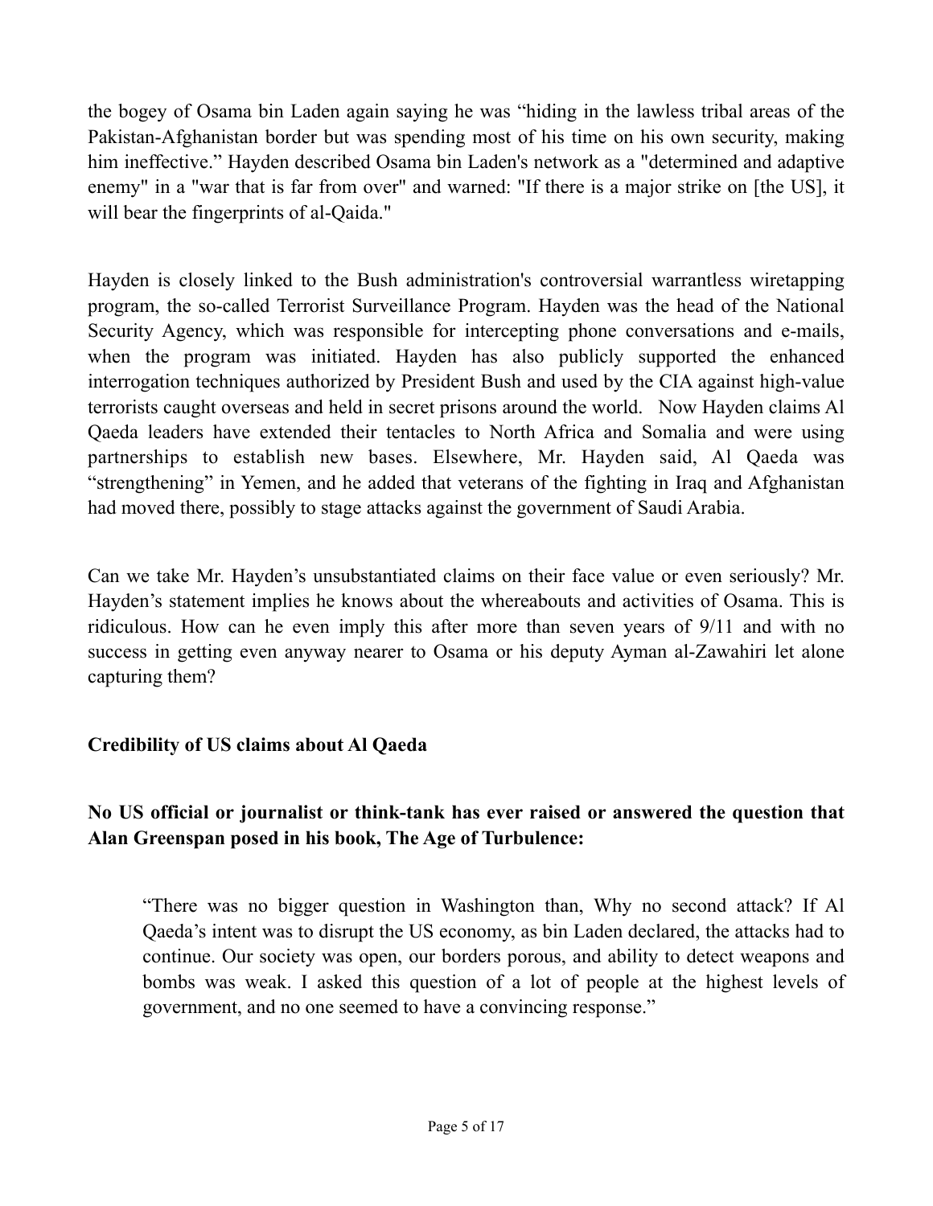the bogey of Osama bin Laden again saying he was "hiding in the lawless tribal areas of the Pakistan-Afghanistan border but was spending most of his time on his own security, making him ineffective." Hayden described Osama bin Laden's network as a "determined and adaptive enemy" in a "war that is far from over" and warned: "If there is a major strike on [the US], it will bear the fingerprints of al-Qaida."

Hayden is closely linked to the Bush administration's controversial warrantless wiretapping program, the so-called Terrorist Surveillance Program. Hayden was the head of the National Security Agency, which was responsible for intercepting phone conversations and e-mails, when the program was initiated. Hayden has also publicly supported the enhanced interrogation techniques authorized by President Bush and used by the CIA against high-value terrorists caught overseas and held in secret prisons around the world. Now Hayden claims Al Qaeda leaders have extended their tentacles to North Africa and Somalia and were using partnerships to establish new bases. Elsewhere, Mr. Hayden said, Al Qaeda was "strengthening" in Yemen, and he added that veterans of the fighting in Iraq and Afghanistan had moved there, possibly to stage attacks against the government of Saudi Arabia.

Can we take Mr. Hayden's unsubstantiated claims on their face value or even seriously? Mr. Hayden's statement implies he knows about the whereabouts and activities of Osama. This is ridiculous. How can he even imply this after more than seven years of 9/11 and with no success in getting even anyway nearer to Osama or his deputy Ayman al-Zawahiri let alone capturing them?

**Credibility of US claims about Al Qaeda**

**No US official or journalist or think-tank has ever raised or answered the question that Alan Greenspan posed in his book, The Age of Turbulence:**

> "There was no bigger question in Washington than, Why no second attack? If Al Qaeda's intent was to disrupt the US economy, as bin Laden declared, the attacks had to continue. Our society was open, our borders porous, and ability to detect weapons and bombs was weak. I asked this question of a lot of people at the highest levels of government, and no one seemed to have a convincing response."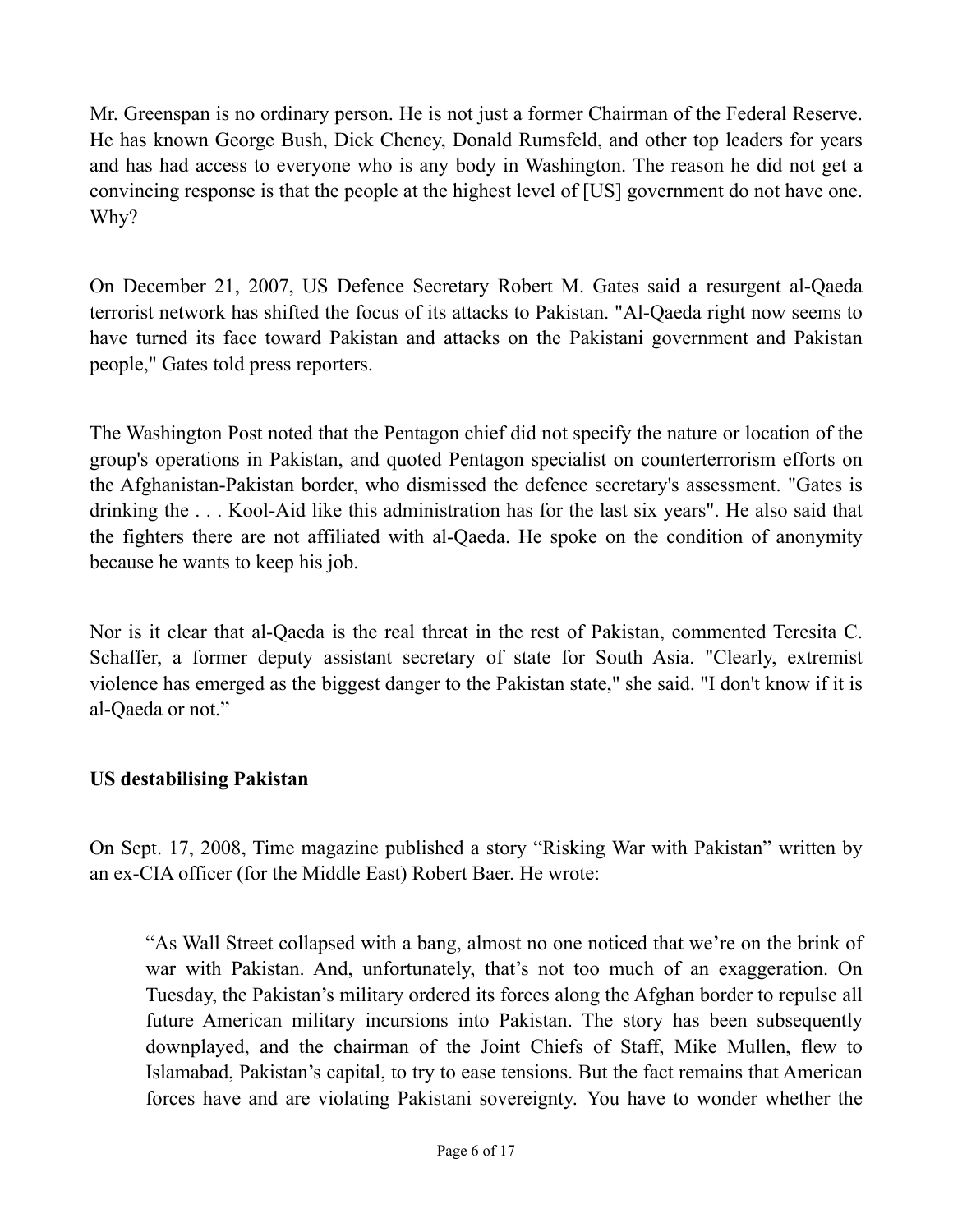Mr. Greenspan is no ordinary person. He is not just a former Chairman of the Federal Reserve. He has known George Bush, Dick Cheney, Donald Rumsfeld, and other top leaders for years and has had access to everyone who is any body in Washington. The reason he did not get a convincing response is that the people at the highest level of [US] government do not have one. Why?

On December 21, 2007, US Defence Secretary Robert M. Gates said a resurgent al-Qaeda terrorist network has shifted the focus of its attacks to Pakistan. "Al-Qaeda right now seems to have turned its face toward Pakistan and attacks on the Pakistani government and Pakistan people," Gates told press reporters.

The Washington Post noted that the Pentagon chief did not specify the nature or location of the group's operations in Pakistan, and quoted Pentagon specialist on counterterrorism efforts on the Afghanistan-Pakistan border, who dismissed the defence secretary's assessment. "Gates is drinking the . . . Kool-Aid like this administration has for the last six years". He also said that the fighters there are not affiliated with al-Qaeda. He spoke on the condition of anonymity because he wants to keep his job.

Nor is it clear that al-Qaeda is the real threat in the rest of Pakistan, commented Teresita C. Schaffer, a former deputy assistant secretary of state for South Asia. "Clearly, extremist violence has emerged as the biggest danger to the Pakistan state," she said. "I don't know if it is al-Qaeda or not."

**US destabilising Pakistan**

On Sept. 17, 2008, Time magazine published a story "Risking War with Pakistan" written by an ex-CIA officer (for the Middle East) Robert Baer. He wrote:

> "As Wall Street collapsed with a bang, almost no one noticed that we're on the brink of war with Pakistan. And, unfortunately, that's not too much of an exaggeration. On Tuesday, the Pakistan's military ordered its forces along the Afghan border to repulse all future American military incursions into Pakistan. The story has been subsequently downplayed, and the chairman of the Joint Chiefs of Staff, Mike Mullen, flew to Islamabad, Pakistan's capital, to try to ease tensions. But the fact remains that American forces have and are violating Pakistani sovereignty. You have to wonder whether the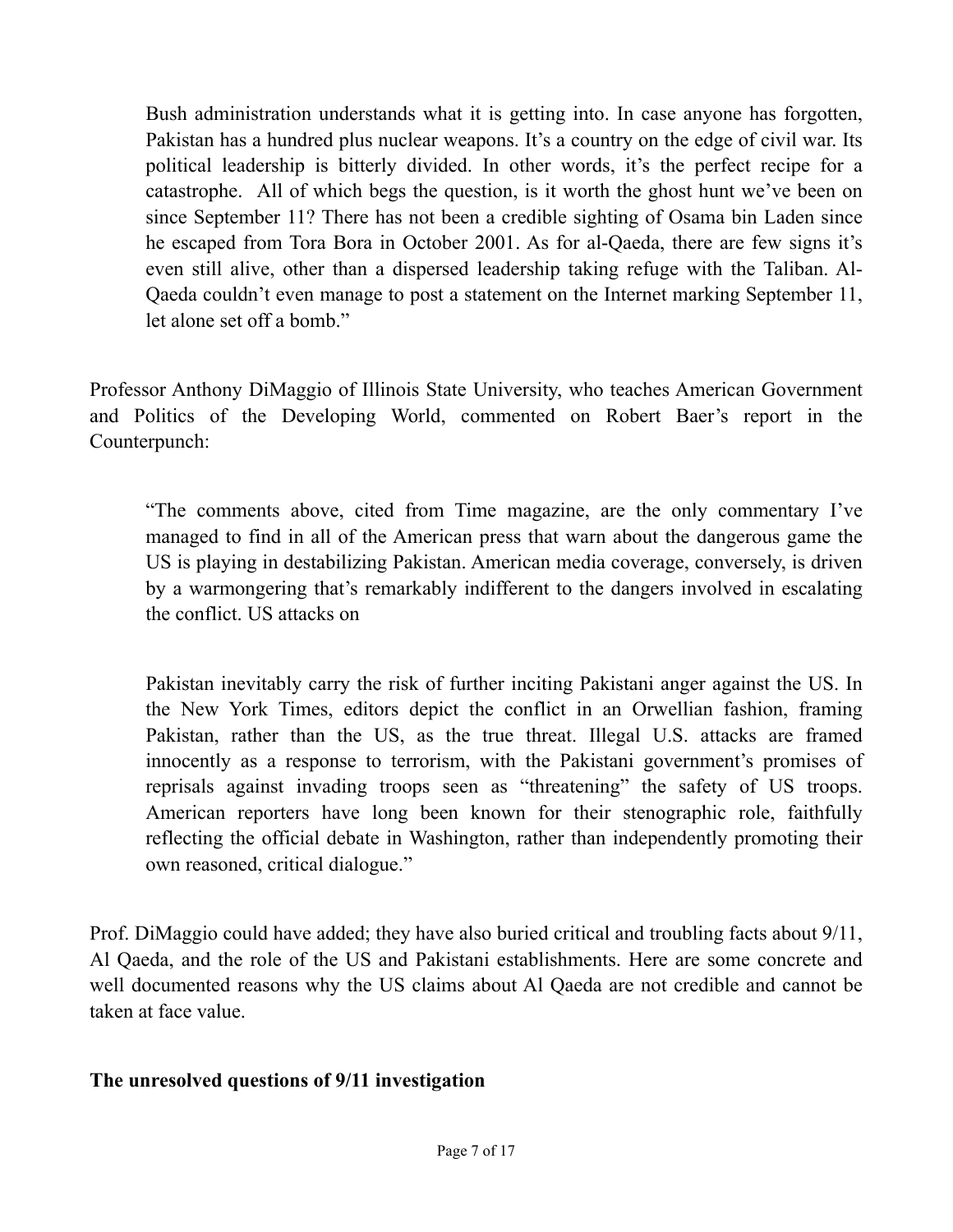> Bush administration understands what it is getting into. In case anyone has forgotten, Pakistan has a hundred plus nuclear weapons. It's a country on the edge of civil war. Its political leadership is bitterly divided. In other words, it's the perfect recipe for a catastrophe. All of which begs the question, is it worth the ghost hunt we've been on since September 11? There has not been a credible sighting of Osama bin Laden since he escaped from Tora Bora in October 2001. As for al-Qaeda, there are few signs it's even still alive, other than a dispersed leadership taking refuge with the Taliban. Al-Qaeda couldn't even manage to post a statement on the Internet marking September 11, let alone set off a bomb."

Professor Anthony DiMaggio of Illinois State University, who teaches American Government and Politics of the Developing World, commented on Robert Baer's report in the Counterpunch:

> "The comments above, cited from Time magazine, are the only commentary I've managed to find in all of the American press that warn about the dangerous game the US is playing in destabilizing Pakistan. American media coverage, conversely, is driven by a warmongering that's remarkably indifferent to the dangers involved in escalating the conflict. US attacks on Pakistan inevitably carry the risk of further inciting Pakistani anger against the US. In the New York Times, editors depict the conflict in an Orwellian fashion, framing Pakistan, rather than the US, as the true threat. Illegal U.S. attacks are framed innocently as a response to terrorism, with the Pakistani government's promises of reprisals against invading troops seen as "threatening" the safety of US troops. American reporters have long been known for their stenographic role, faithfully reflecting the official debate in Washington, rather than independently promoting their own reasoned, critical dialogue."

Prof. DiMaggio could have added; they have also buried critical and troubling facts about 9/11, Al Qaeda, and the role of the US and Pakistani establishments. Here are some concrete and well documented reasons why the US claims about Al Qaeda are not credible and cannot be taken at face value.

**The unresolved questions of 9/11 investigation**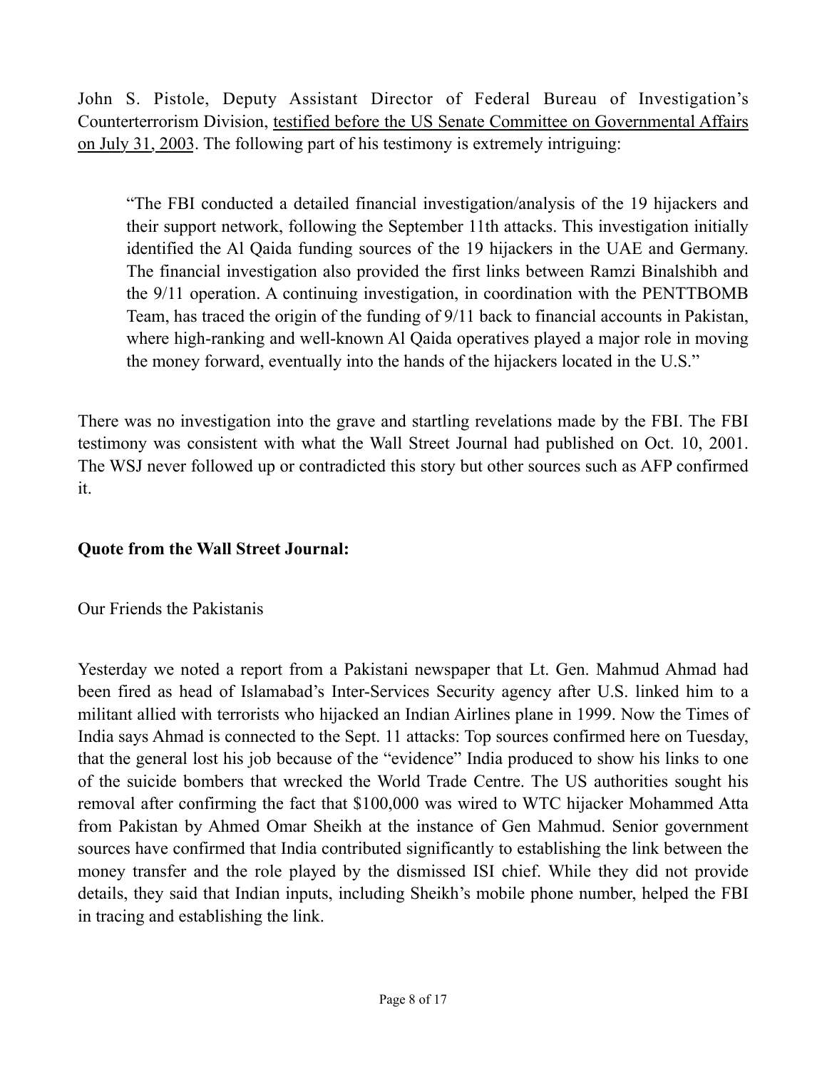John S. Pistole, Deputy Assistant Director of Federal Bureau of Investigation's Counterterrorism Division, testified before the US Senate Committee on Governmental Affairs on July 31, 2003. The following part of his testimony is extremely intriguing:

> "The FBI conducted a detailed financial investigation/analysis of the 19 hijackers and their support network, following the September 11th attacks. This investigation initially identified the Al Qaida funding sources of the 19 hijackers in the UAE and Germany. The financial investigation also provided the first links between Ramzi Binalshibh and the 9/11 operation. A continuing investigation, in coordination with the PENTTBOMB Team, has traced the origin of the funding of 9/11 back to financial accounts in Pakistan, where high-ranking and well-known Al Qaida operatives played a major role in moving the money forward, eventually into the hands of the hijackers located in the U.S."

There was no investigation into the grave and startling revelations made by the FBI. The FBI testimony was consistent with what the Wall Street Journal had published on Oct. 10, 2001. The WSJ never followed up or contradicted this story but other sources such as AFP confirmed it.

**Quote from the Wall Street Journal:**

Our Friends the Pakistanis

Yesterday we noted a report from a Pakistani newspaper that Lt. Gen. Mahmud Ahmad had been fired as head of Islamabad's Inter-Services Security agency after U.S. linked him to a militant allied with terrorists who hijacked an Indian Airlines plane in 1999. Now the Times of India says Ahmad is connected to the Sept. 11 attacks: Top sources confirmed here on Tuesday, that the general lost his job because of the "evidence" India produced to show his links to one of the suicide bombers that wrecked the World Trade Centre. The US authorities sought his removal after confirming the fact that $100,000 was wired to WTC hijacker Mohammed Atta from Pakistan by Ahmed Omar Sheikh at the instance of Gen Mahmud. Senior government sources have confirmed that India contributed significantly to establishing the link between the money transfer and the role played by the dismissed ISI chief. While they did not provide details, they said that Indian inputs, including Sheikh's mobile phone number, helped the FBI in tracing and establishing the link.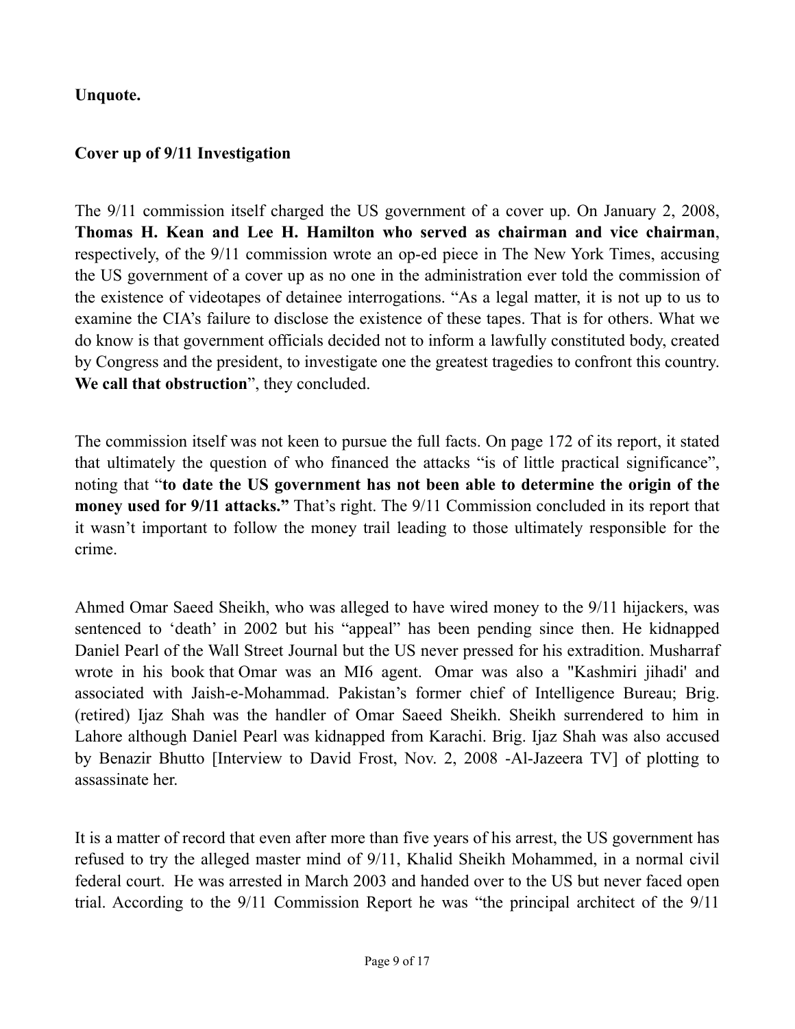**Unquote.**

**Cover up of 9/11 Investigation**

The 9/11 commission itself charged the US government of a cover up. On January 2, 2008, **Thomas H. Kean and Lee H. Hamilton who served as chairman and vice chairman**, respectively, of the 9/11 commission wrote an op-ed piece in The New York Times, accusing the US government of a cover up as no one in the administration ever told the commission of the existence of videotapes of detainee interrogations. “As a legal matter, it is not up to us to examine the CIA’s failure to disclose the existence of these tapes. That is for others. What we do know is that government officials decided not to inform a lawfully constituted body, created by Congress and the president, to investigate one the greatest tragedies to confront this country. **We call that obstruction**”, they concluded.

The commission itself was not keen to pursue the full facts. On page 172 of its report, it stated that ultimately the question of who financed the attacks “is of little practical significance”, noting that “**to date the US government has not been able to determine the origin of the money used for 9/11 attacks.”** That’s right. The 9/11 Commission concluded in its report that it wasn’t important to follow the money trail leading to those ultimately responsible for the crime.

Ahmed Omar Saeed Sheikh, who was alleged to have wired money to the 9/11 hijackers, was sentenced to ‘death’ in 2002 but his “appeal” has been pending since then. He kidnapped Daniel Pearl of the Wall Street Journal but the US never pressed for his extradition. Musharraf wrote in his book that Omar was an MI6 agent. Omar was also a "Kashmiri jihadi' and associated with Jaish-e-Mohammad. Pakistan’s former chief of Intelligence Bureau; Brig. (retired) Ijaz Shah was the handler of Omar Saeed Sheikh. Sheikh surrendered to him in Lahore although Daniel Pearl was kidnapped from Karachi. Brig. Ijaz Shah was also accused by Benazir Bhutto [Interview to David Frost, Nov. 2, 2008 -Al-Jazeera TV] of plotting to assassinate her.

It is a matter of record that even after more than five years of his arrest, the US government has refused to try the alleged master mind of 9/11, Khalid Sheikh Mohammed, in a normal civil federal court. He was arrested in March 2003 and handed over to the US but never faced open trial. According to the 9/11 Commission Report he was “the principal architect of the 9/11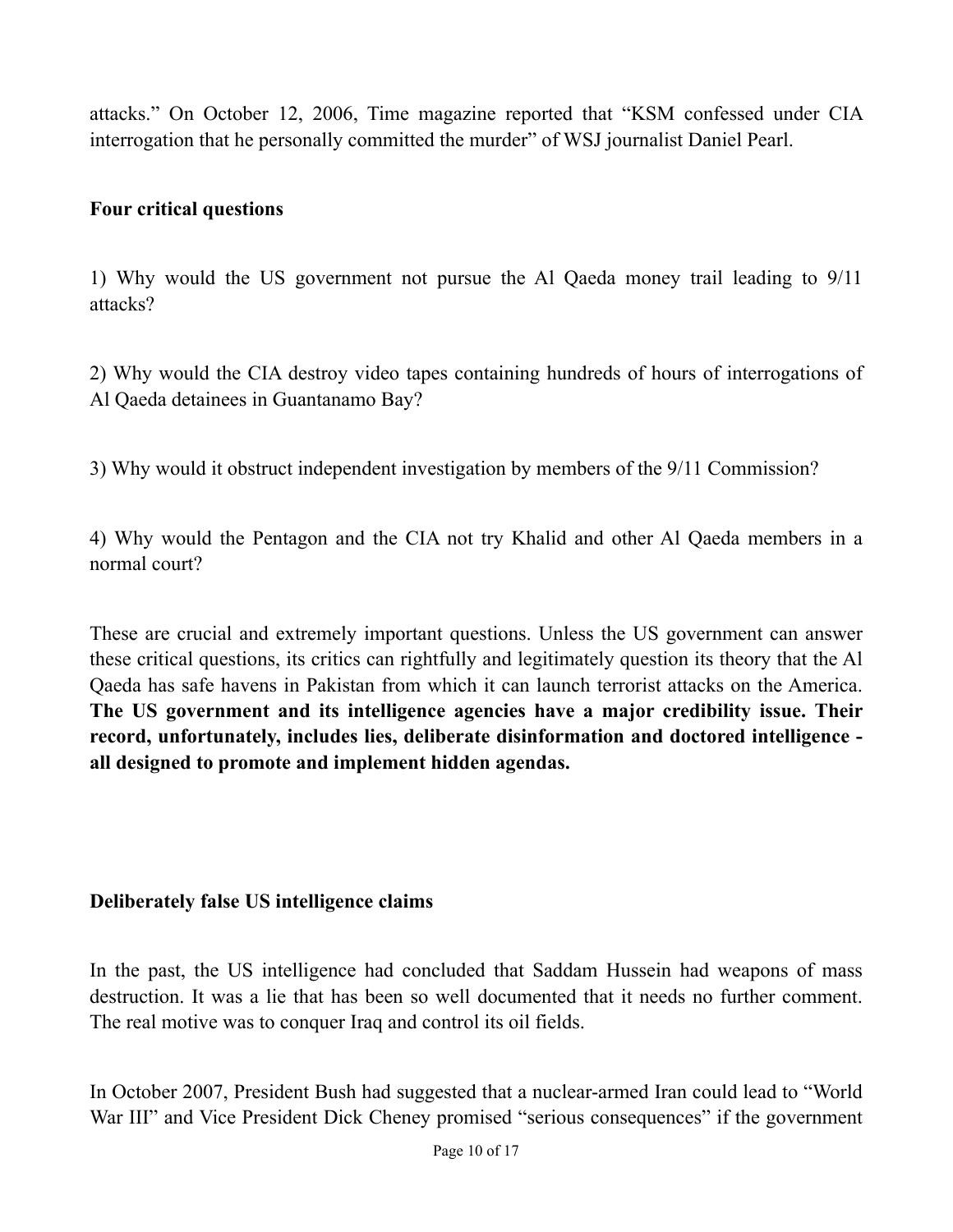attacks." On October 12, 2006, Time magazine reported that "KSM confessed under CIA interrogation that he personally committed the murder" of WSJ journalist Daniel Pearl.

**Four critical questions**

1) Why would the US government not pursue the Al Qaeda money trail leading to 9/11 attacks?

2) Why would the CIA destroy video tapes containing hundreds of hours of interrogations of Al Qaeda detainees in Guantanamo Bay?

3) Why would it obstruct independent investigation by members of the 9/11 Commission?

4) Why would the Pentagon and the CIA not try Khalid and other Al Qaeda members in a normal court?

These are crucial and extremely important questions. Unless the US government can answer these critical questions, its critics can rightfully and legitimately question its theory that the Al Qaeda has safe havens in Pakistan from which it can launch terrorist attacks on the America. **The US government and its intelligence agencies have a major credibility issue. Their record, unfortunately, includes lies, deliberate disinformation and doctored intelligence - all designed to promote and implement hidden agendas.**

**Deliberately false US intelligence claims**

In the past, the US intelligence had concluded that Saddam Hussein had weapons of mass destruction. It was a lie that has been so well documented that it needs no further comment. The real motive was to conquer Iraq and control its oil fields.

In October 2007, President Bush had suggested that a nuclear-armed Iran could lead to "World War III" and Vice President Dick Cheney promised "serious consequences" if the government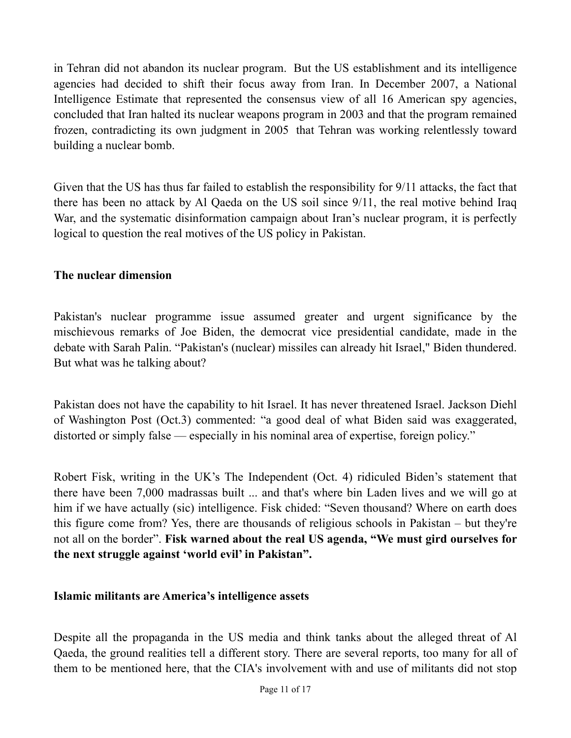in Tehran did not abandon its nuclear program. But the US establishment and its intelligence agencies had decided to shift their focus away from Iran. In December 2007, a National Intelligence Estimate that represented the consensus view of all 16 American spy agencies, concluded that Iran halted its nuclear weapons program in 2003 and that the program remained frozen, contradicting its own judgment in 2005 that Tehran was working relentlessly toward building a nuclear bomb.

Given that the US has thus far failed to establish the responsibility for 9/11 attacks, the fact that there has been no attack by Al Qaeda on the US soil since 9/11, the real motive behind Iraq War, and the systematic disinformation campaign about Iran's nuclear program, it is perfectly logical to question the real motives of the US policy in Pakistan.

**The nuclear dimension**

Pakistan's nuclear programme issue assumed greater and urgent significance by the mischievous remarks of Joe Biden, the democrat vice presidential candidate, made in the debate with Sarah Palin. "Pakistan's (nuclear) missiles can already hit Israel," Biden thundered. But what was he talking about?

Pakistan does not have the capability to hit Israel. It has never threatened Israel. Jackson Diehl of Washington Post (Oct.3) commented: "a good deal of what Biden said was exaggerated, distorted or simply false — especially in his nominal area of expertise, foreign policy."

Robert Fisk, writing in the UK's The Independent (Oct. 4) ridiculed Biden's statement that there have been 7,000 madrassas built ... and that's where bin Laden lives and we will go at him if we have actually (sic) intelligence. Fisk chided: "Seven thousand? Where on earth does this figure come from? Yes, there are thousands of religious schools in Pakistan – but they're not all on the border". **Fisk warned about the real US agenda, "We must gird ourselves for the next struggle against 'world evil' in Pakistan".**

**Islamic militants are America's intelligence assets**

Despite all the propaganda in the US media and think tanks about the alleged threat of Al Qaeda, the ground realities tell a different story. There are several reports, too many for all of them to be mentioned here, that the CIA's involvement with and use of militants did not stop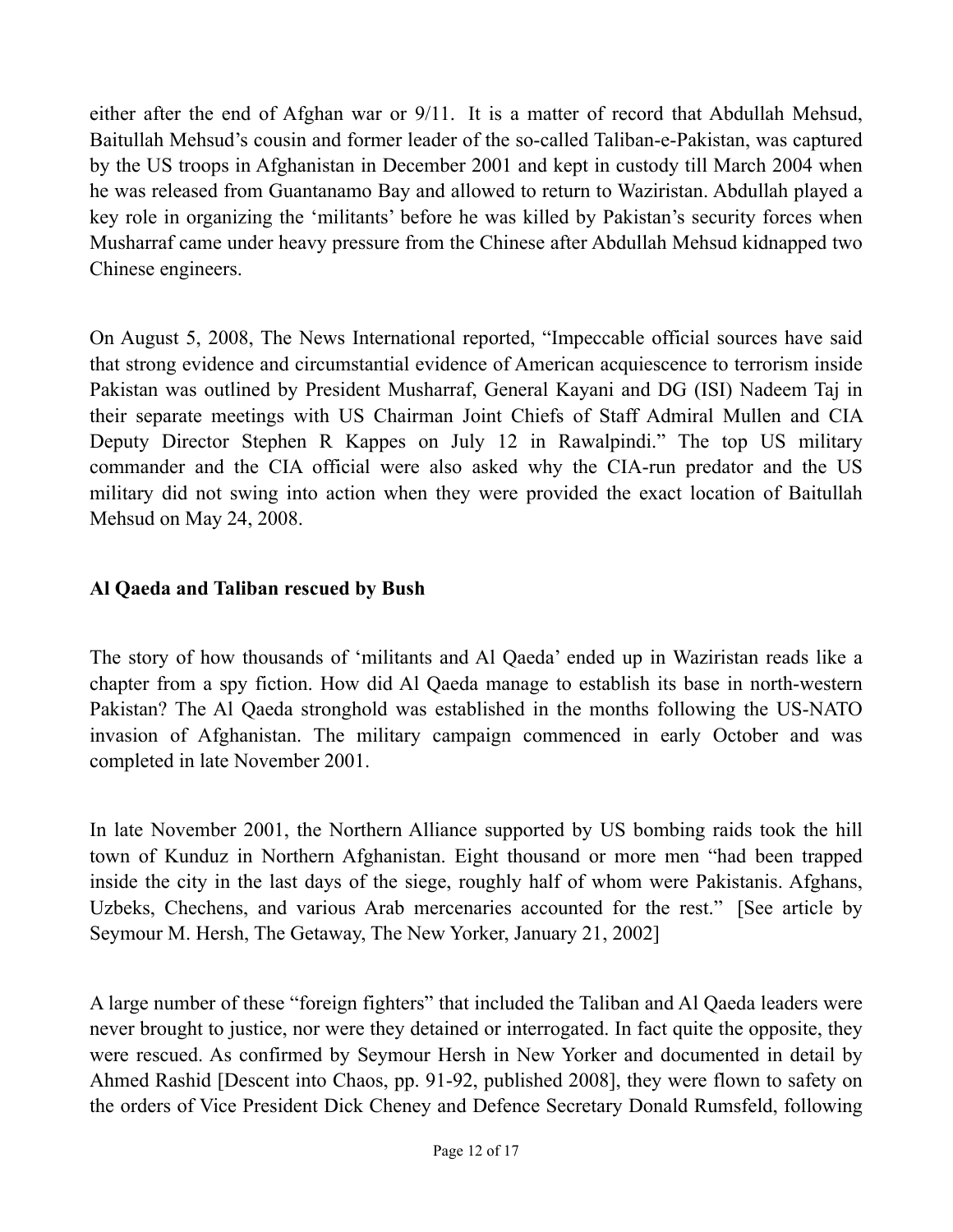either after the end of Afghan war or 9/11. It is a matter of record that Abdullah Mehsud, Baitullah Mehsud's cousin and former leader of the so-called Taliban-e-Pakistan, was captured by the US troops in Afghanistan in December 2001 and kept in custody till March 2004 when he was released from Guantanamo Bay and allowed to return to Waziristan. Abdullah played a key role in organizing the 'militants' before he was killed by Pakistan's security forces when Musharraf came under heavy pressure from the Chinese after Abdullah Mehsud kidnapped two Chinese engineers.

On August 5, 2008, The News International reported, "Impeccable official sources have said that strong evidence and circumstantial evidence of American acquiescence to terrorism inside Pakistan was outlined by President Musharraf, General Kayani and DG (ISI) Nadeem Taj in their separate meetings with US Chairman Joint Chiefs of Staff Admiral Mullen and CIA Deputy Director Stephen R Kappes on July 12 in Rawalpindi." The top US military commander and the CIA official were also asked why the CIA-run predator and the US military did not swing into action when they were provided the exact location of Baitullah Mehsud on May 24, 2008.

**Al Qaeda and Taliban rescued by Bush**

The story of how thousands of 'militants and Al Qaeda' ended up in Waziristan reads like a chapter from a spy fiction. How did Al Qaeda manage to establish its base in north-western Pakistan? The Al Qaeda stronghold was established in the months following the US-NATO invasion of Afghanistan. The military campaign commenced in early October and was completed in late November 2001.

In late November 2001, the Northern Alliance supported by US bombing raids took the hill town of Kunduz in Northern Afghanistan. Eight thousand or more men "had been trapped inside the city in the last days of the siege, roughly half of whom were Pakistanis. Afghans, Uzbeks, Chechens, and various Arab mercenaries accounted for the rest." [See article by Seymour M. Hersh, The Getaway, The New Yorker, January 21, 2002]

A large number of these "foreign fighters" that included the Taliban and Al Qaeda leaders were never brought to justice, nor were they detained or interrogated. In fact quite the opposite, they were rescued. As confirmed by Seymour Hersh in New Yorker and documented in detail by Ahmed Rashid [Descent into Chaos, pp. 91-92, published 2008], they were flown to safety on the orders of Vice President Dick Cheney and Defence Secretary Donald Rumsfeld, following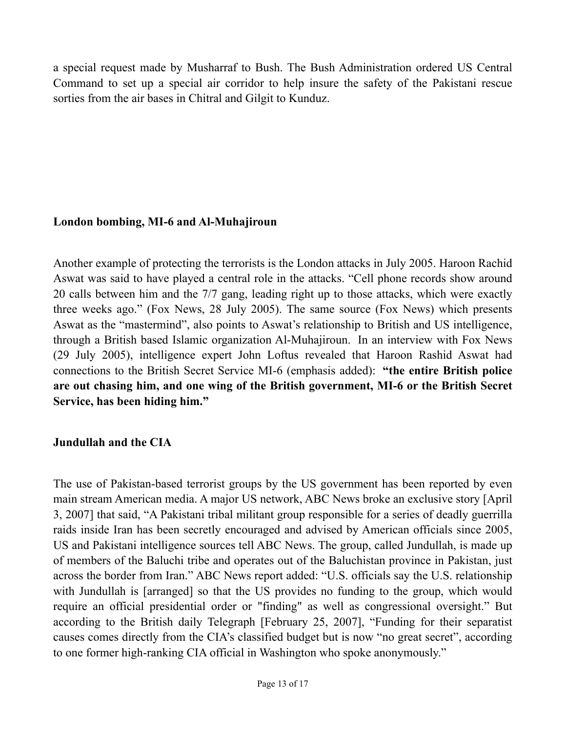a special request made by Musharraf to Bush. The Bush Administration ordered US Central Command to set up a special air corridor to help insure the safety of the Pakistani rescue sorties from the air bases in Chitral and Gilgit to Kunduz.

## London bombing, MI-6 and Al-Muhajiroun

Another example of protecting the terrorists is the London attacks in July 2005. Haroon Rachid Aswat was said to have played a central role in the attacks. "Cell phone records show around 20 calls between him and the 7/7 gang, leading right up to those attacks, which were exactly three weeks ago." (Fox News, 28 July 2005). The same source (Fox News) which presents Aswat as the "mastermind", also points to Aswat's relationship to British and US intelligence, through a British based Islamic organization Al-Muhajiroun. In an interview with Fox News (29 July 2005), intelligence expert John Loftus revealed that Haroon Rashid Aswat had connections to the British Secret Service MI-6 (emphasis added): **"the entire British police are out chasing him, and one wing of the British government, MI-6 or the British Secret Service, has been hiding him."**

## Jundullah and the CIA

The use of Pakistan-based terrorist groups by the US government has been reported by even main stream American media. A major US network, ABC News broke an exclusive story [April 3, 2007] that said, "A Pakistani tribal militant group responsible for a series of deadly guerrilla raids inside Iran has been secretly encouraged and advised by American officials since 2005, US and Pakistani intelligence sources tell ABC News. The group, called Jundullah, is made up of members of the Baluchi tribe and operates out of the Baluchistan province in Pakistan, just across the border from Iran." ABC News report added: "U.S. officials say the U.S. relationship with Jundullah is [arranged] so that the US provides no funding to the group, which would require an official presidential order or "finding" as well as congressional oversight." But according to the British daily Telegraph [February 25, 2007], "Funding for their separatist causes comes directly from the CIA's classified budget but is now "no great secret", according to one former high-ranking CIA official in Washington who spoke anonymously."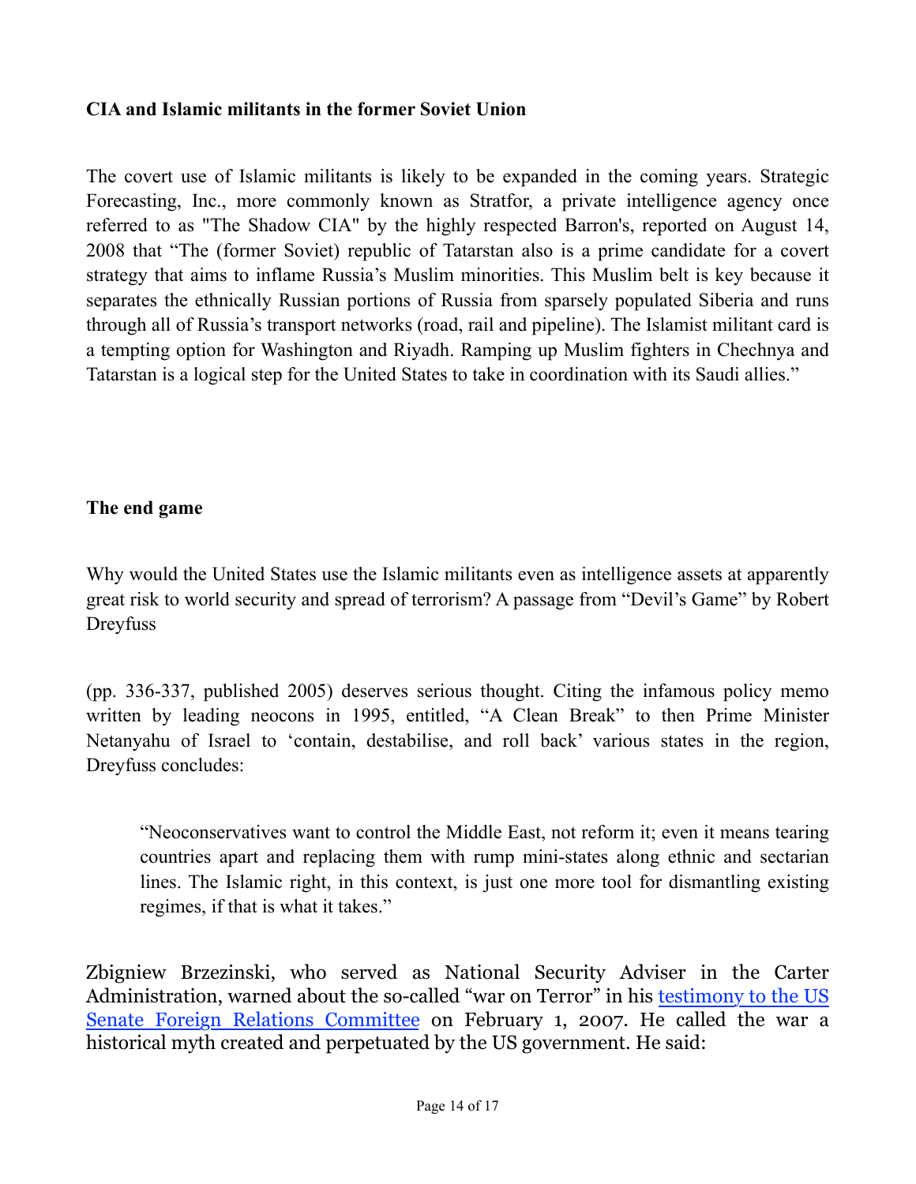**CIA and Islamic militants in the former Soviet Union**

The covert use of Islamic militants is likely to be expanded in the coming years. Strategic Forecasting, Inc., more commonly known as Stratfor, a private intelligence agency once referred to as "The Shadow CIA" by the highly respected Barron's, reported on August 14, 2008 that "The (former Soviet) republic of Tatarstan also is a prime candidate for a covert strategy that aims to inflame Russia's Muslim minorities. This Muslim belt is key because it separates the ethnically Russian portions of Russia from sparsely populated Siberia and runs through all of Russia's transport networks (road, rail and pipeline). The Islamist militant card is a tempting option for Washington and Riyadh. Ramping up Muslim fighters in Chechnya and Tatarstan is a logical step for the United States to take in coordination with its Saudi allies."

**The end game**

Why would the United States use the Islamic militants even as intelligence assets at apparently great risk to world security and spread of terrorism? A passage from "Devil's Game" by Robert Dreyfuss

(pp. 336-337, published 2005) deserves serious thought. Citing the infamous policy memo written by leading neocons in 1995, entitled, "A Clean Break" to then Prime Minister Netanyahu of Israel to 'contain, destabilise, and roll back' various states in the region, Dreyfuss concludes:

> "Neoconservatives want to control the Middle East, not reform it; even it means tearing countries apart and replacing them with rump mini-states along ethnic and sectarian lines. The Islamic right, in this context, is just one more tool for dismantling existing regimes, if that is what it takes."

Zbigniew Brzezinski, who served as National Security Adviser in the Carter Administration, warned about the so-called "war on Terror" in his testimony to the US Senate Foreign Relations Committee on February 1, 2007. He called the war a historical myth created and perpetuated by the US government. He said: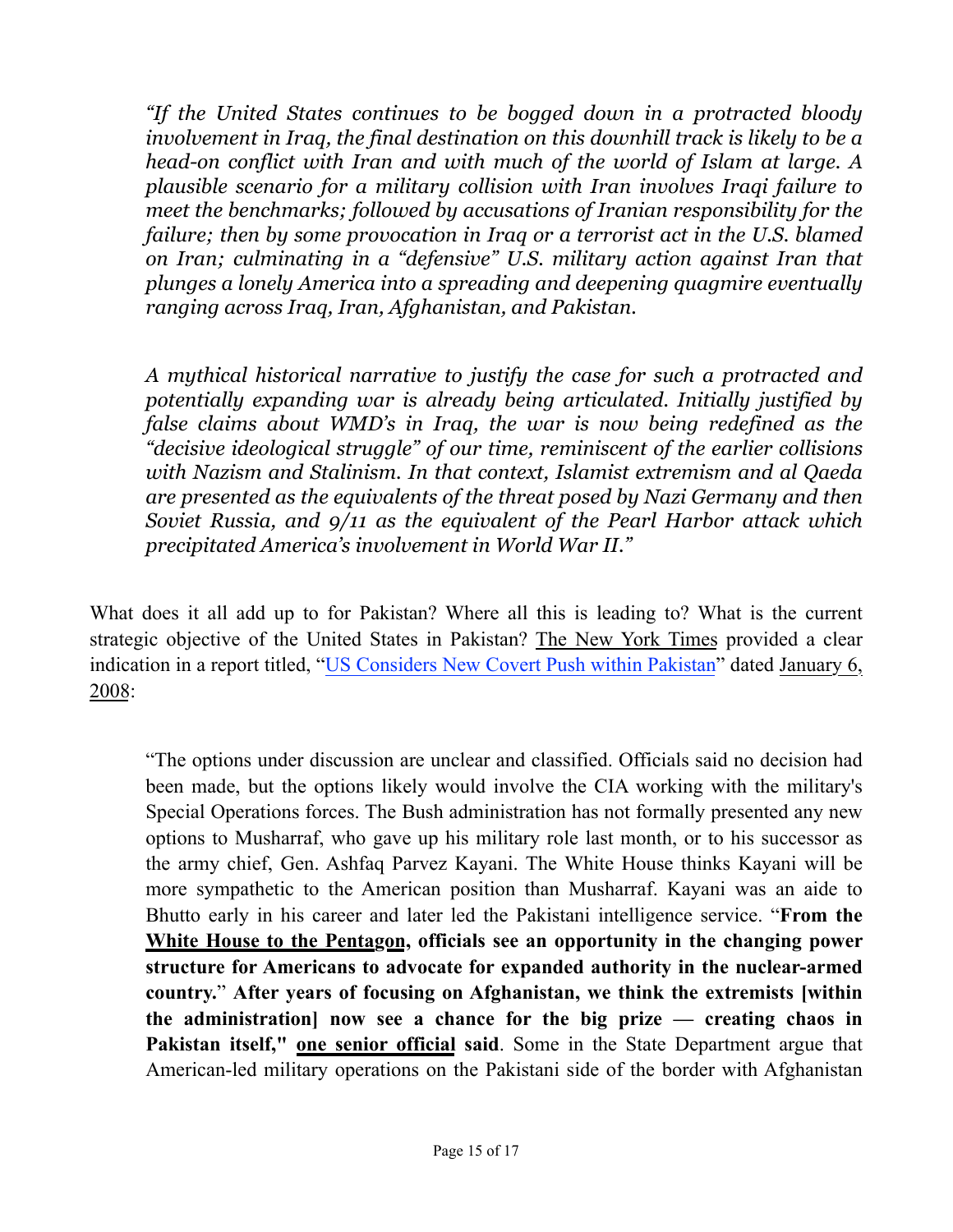> *"If the United States continues to be bogged down in a protracted bloody involvement in Iraq, the final destination on this downhill track is likely to be a head-on conflict with Iran and with much of the world of Islam at large. A plausible scenario for a military collision with Iran involves Iraqi failure to meet the benchmarks; followed by accusations of Iranian responsibility for the failure; then by some provocation in Iraq or a terrorist act in the U.S. blamed on Iran; culminating in a "defensive" U.S. military action against Iran that plunges a lonely America into a spreading and deepening quagmire eventually ranging across Iraq, Iran, Afghanistan, and Pakistan.*
>
> *A mythical historical narrative to justify the case for such a protracted and potentially expanding war is already being articulated. Initially justified by false claims about WMD's in Iraq, the war is now being redefined as the "decisive ideological struggle" of our time, reminiscent of the earlier collisions with Nazism and Stalinism. In that context, Islamist extremism and al Qaeda are presented as the equivalents of the threat posed by Nazi Germany and then Soviet Russia, and 9/11 as the equivalent of the Pearl Harbor attack which precipitated America's involvement in World War II."*

What does it all add up to for Pakistan? Where all this is leading to? What is the current strategic objective of the United States in Pakistan? <u>The New York Times</u> provided a clear indication in a report titled, "<u>US Considers New Covert Push within Pakistan</u>" dated <u>January 6, 2008</u>:

> "The options under discussion are unclear and classified. Officials said no decision had been made, but the options likely would involve the CIA working with the military's Special Operations forces. The Bush administration has not formally presented any new options to Musharraf, who gave up his military role last month, or to his successor as the army chief, Gen. Ashfaq Parvez Kayani. The White House thinks Kayani will be more sympathetic to the American position than Musharraf. Kayani was an aide to Bhutto early in his career and later led the Pakistani intelligence service. "**From the <u>White House to the Pentagon</u>, officials see an opportunity in the changing power structure for Americans to advocate for expanded authority in the nuclear-armed country.**" **After years of focusing on Afghanistan, we think the extremists [within the administration] now see a chance for the big prize — creating chaos in Pakistan itself," <u>one senior official</u> said**. Some in the State Department argue that American-led military operations on the Pakistani side of the border with Afghanistan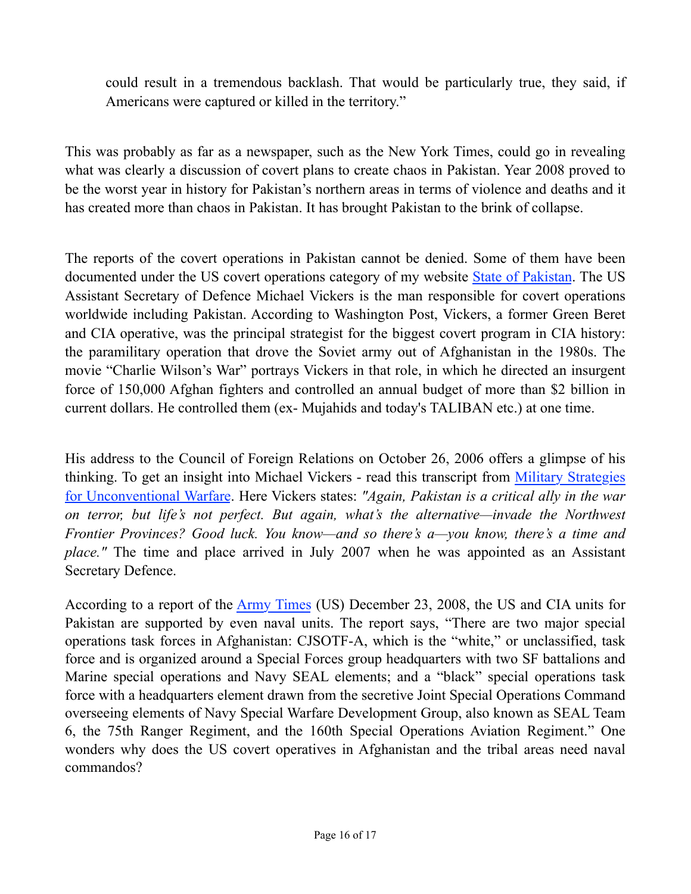> could result in a tremendous backlash. That would be particularly true, they said, if Americans were captured or killed in the territory."

This was probably as far as a newspaper, such as the New York Times, could go in revealing what was clearly a discussion of covert plans to create chaos in Pakistan. Year 2008 proved to be the worst year in history for Pakistan's northern areas in terms of violence and deaths and it has created more than chaos in Pakistan. It has brought Pakistan to the brink of collapse.

The reports of the covert operations in Pakistan cannot be denied. Some of them have been documented under the US covert operations category of my website State of Pakistan. The US Assistant Secretary of Defence Michael Vickers is the man responsible for covert operations worldwide including Pakistan. According to Washington Post, Vickers, a former Green Beret and CIA operative, was the principal strategist for the biggest covert program in CIA history: the paramilitary operation that drove the Soviet army out of Afghanistan in the 1980s. The movie "Charlie Wilson's War" portrays Vickers in that role, in which he directed an insurgent force of 150,000 Afghan fighters and controlled an annual budget of more than $2 billion in current dollars. He controlled them (ex- Mujahids and today's TALIBAN etc.) at one time.

His address to the Council of Foreign Relations on October 26, 2006 offers a glimpse of his thinking. To get an insight into Michael Vickers - read this transcript from Military Strategies for Unconventional Warfare. Here Vickers states: *"Again, Pakistan is a critical ally in the war on terror, but life's not perfect. But again, what's the alternative—invade the Northwest Frontier Provinces? Good luck. You know—and so there's a—you know, there's a time and place."* The time and place arrived in July 2007 when he was appointed as an Assistant Secretary Defence.

According to a report of the Army Times (US) December 23, 2008, the US and CIA units for Pakistan are supported by even naval units. The report says, "There are two major special operations task forces in Afghanistan: CJSOTF-A, which is the "white," or unclassified, task force and is organized around a Special Forces group headquarters with two SF battalions and Marine special operations and Navy SEAL elements; and a "black" special operations task force with a headquarters element drawn from the secretive Joint Special Operations Command overseeing elements of Navy Special Warfare Development Group, also known as SEAL Team 6, the 75th Ranger Regiment, and the 160th Special Operations Aviation Regiment." One wonders why does the US covert operatives in Afghanistan and the tribal areas need naval commandos?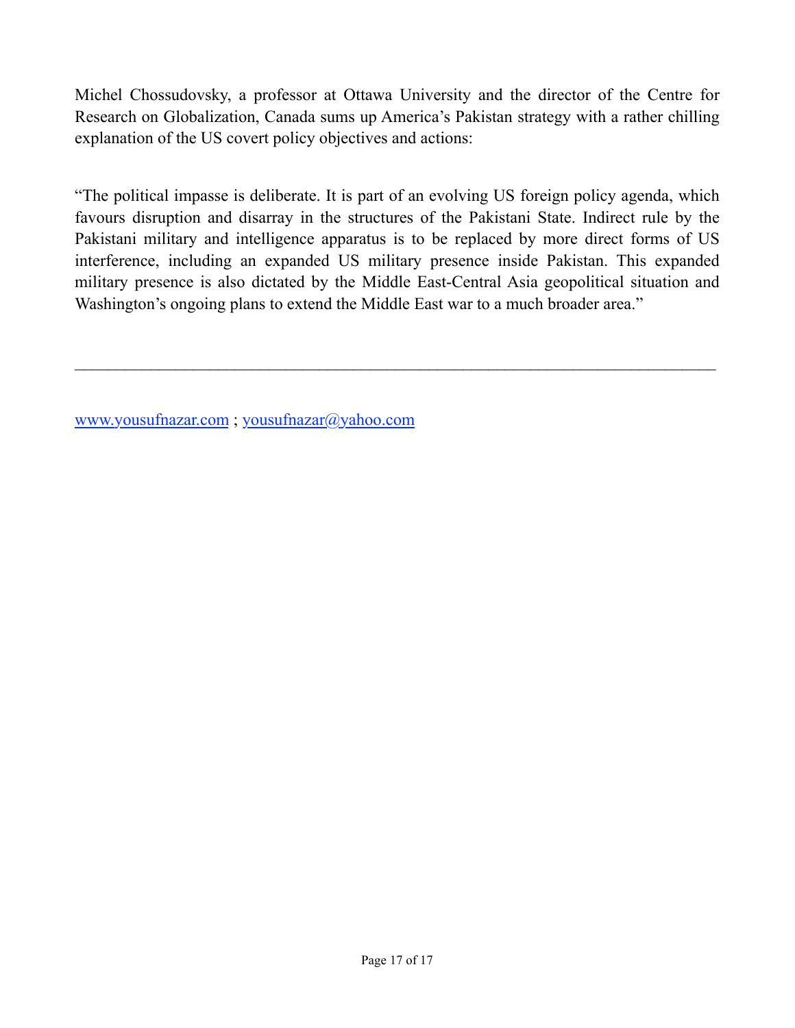Michel Chossudovsky, a professor at Ottawa University and the director of the Centre for Research on Globalization, Canada sums up America's Pakistan strategy with a rather chilling explanation of the US covert policy objectives and actions:

"The political impasse is deliberate. It is part of an evolving US foreign policy agenda, which favours disruption and disarray in the structures of the Pakistani State. Indirect rule by the Pakistani military and intelligence apparatus is to be replaced by more direct forms of US interference, including an expanded US military presence inside Pakistan. This expanded military presence is also dictated by the Middle East-Central Asia geopolitical situation and Washington's ongoing plans to extend the Middle East war to a much broader area."

---

www.yousufnazar.com ; yousufnazar@yahoo.com